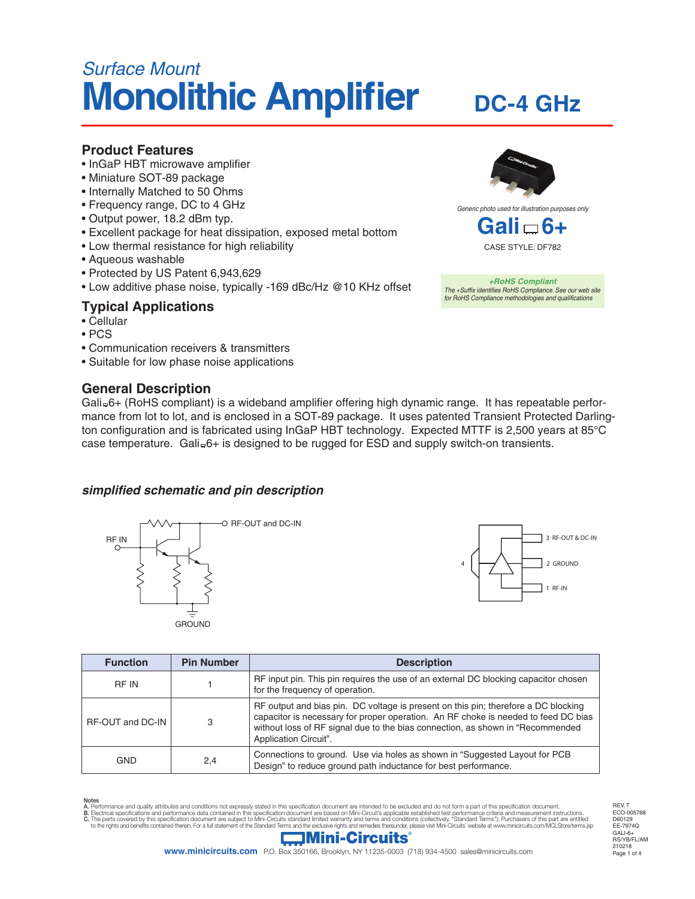*Surface Mount*

# Monolithic Amplifier

## DC-4 GHz

## Product Features

- InGaP HBT microwave amplifier
- Miniature SOT-89 package
- Internally Matched to 50 Ohms
- Frequency range, DC to 4 GHz
- Output power, 18.2 dBm typ.
- Excellent package for heat dissipation, exposed metal bottom
- Low thermal resistance for high reliability
- Aqueous washable
- Protected by US Patent 6,943,629
- Low additive phase noise, typically -169 dBc/Hz @10 KHz offset

*Generic photo used for illustration purposes only*

**Gali-6+**

CASE STYLE: DF782

***+RoHS Compliant***

*The +Suffix identifies RoHS Compliance. See our web site for RoHS Compliance methodologies and qualifications*

## Typical Applications

- Cellular
- PCS
- Communication receivers & transmitters
- Suitable for low phase noise applications

## General Description

Gali-6+ (RoHS compliant) is a wideband amplifier offering high dynamic range. It has repeatable performance from lot to lot, and is enclosed in a SOT-89 package. It uses patented Transient Protected Darlington configuration and is fabricated using InGaP HBT technology. Expected MTTF is 2,500 years at 85°C case temperature. Gali-6+ is designed to be rugged for ESD and supply switch-on transients.

### *simplified schematic and pin description*

RF IN — RF-OUT and DC-IN — GROUND

3 RF-OUT & DC-IN
2 GROUND
1 RF-IN
4

| Function | Pin Number | Description |
|---|---|---|
| RF IN | 1 | RF input pin. This pin requires the use of an external DC blocking capacitor chosen for the frequency of operation. |
| RF-OUT and DC-IN | 3 | RF output and bias pin. DC voltage is present on this pin; therefore a DC blocking capacitor is necessary for proper operation. An RF choke is needed to feed DC bias without loss of RF signal due to the bias connection, as shown in "Recommended Application Circuit". |
| GND | 2,4 | Connections to ground. Use via holes as shown in "Suggested Layout for PCB Design" to reduce ground path inductance for best performance. |

Notes

A. Performance and quality attributes and conditions not expressly stated in this specification document are intended to be excluded and do not form a part of this specification document.
B. Electrical specifications and performance data contained in this specification document are based on Mini-Circuit's applicable established test performance criteria and measurement instructions.
C. The parts covered by this specification document are subject to Mini-Circuits standard limited warranty and terms and conditions (collectively, "Standard Terms"); Purchasers of this part are entitled to the rights and benefits contained therein. For a full statement of the Standard Terms and the exclusive rights and remedies thereunder, please visit Mini-Circuits' website at www.minicircuits.com/MCLStore/terms.jsp

Mini-Circuits®

www.minicircuits.com P.O. Box 350166, Brooklyn, NY 11235-0003 (718) 934-4500 sales@minicircuits.com

REV. T
ECO-005768
D60129
EE-7974Q
GALI-6+
RS/YB/FL/AM
210218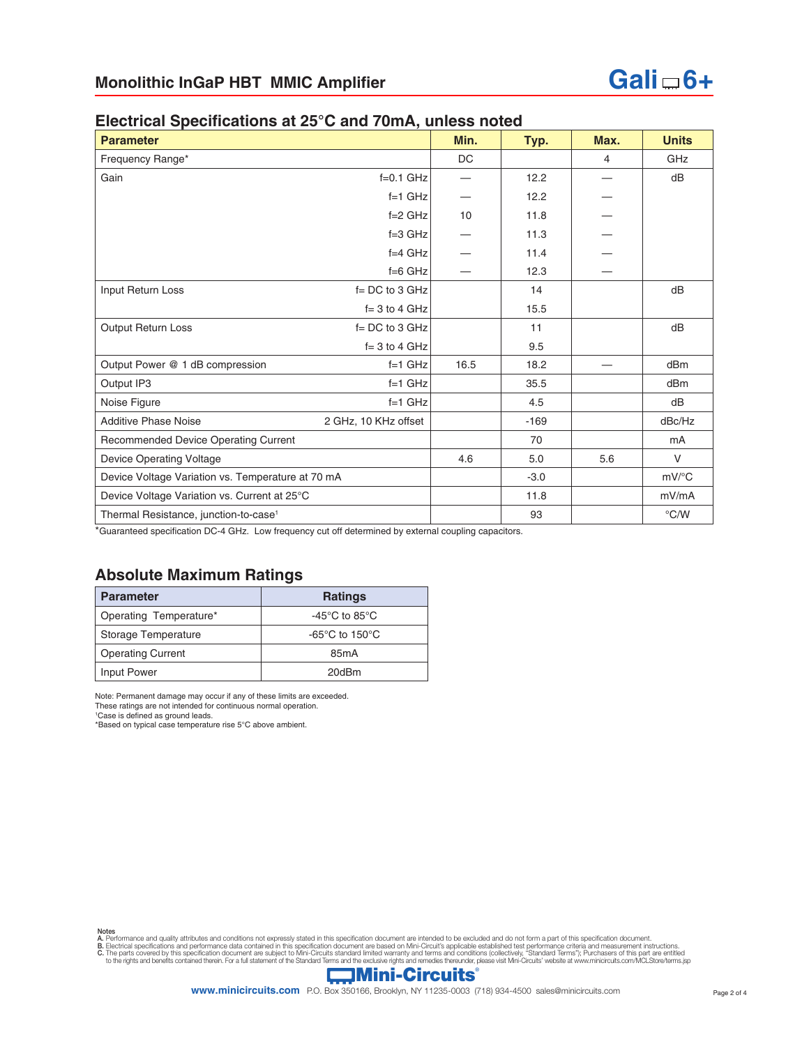## Monolithic InGaP HBT MMIC Amplifier

# Gali-6+

## Electrical Specifications at 25°C and 70mA, unless noted

| Parameter | | Min. | Typ. | Max. | Units |
|---|---|---|---|---|---|
| Frequency Range* | | DC | | 4 | GHz |
| Gain | f=0.1 GHz | — | 12.2 | — | dB |
| | f=1 GHz | — | 12.2 | — | |
| | f=2 GHz | 10 | 11.8 | — | |
| | f=3 GHz | — | 11.3 | — | |
| | f=4 GHz | — | 11.4 | — | |
| | f=6 GHz | — | 12.3 | — | |
| Input Return Loss | f= DC to 3 GHz | | 14 | | dB |
| | f= 3 to 4 GHz | | 15.5 | | |
| Output Return Loss | f= DC to 3 GHz | | 11 | | dB |
| | f= 3 to 4 GHz | | 9.5 | | |
| Output Power @ 1 dB compression | f=1 GHz | 16.5 | 18.2 | — | dBm |
| Output IP3 | f=1 GHz | | 35.5 | | dBm |
| Noise Figure | f=1 GHz | | 4.5 | | dB |
| Additive Phase Noise | 2 GHz, 10 KHz offset | | -169 | | dBc/Hz |
| Recommended Device Operating Current | | | 70 | | mA |
| Device Operating Voltage | | 4.6 | 5.0 | 5.6 | V |
| Device Voltage Variation vs. Temperature at 70 mA | | | -3.0 | | mV/°C |
| Device Voltage Variation vs. Current at 25°C | | | 11.8 | | mV/mA |
| Thermal Resistance, junction-to-case[1] | | | 93 | | °C/W |

*Guaranteed specification DC-4 GHz. Low frequency cut off determined by external coupling capacitors.

## Absolute Maximum Ratings

| Parameter | Ratings |
|---|---|
| Operating Temperature* | -45°C to 85°C |
| Storage Temperature | -65°C to 150°C |
| Operating Current | 85mA |
| Input Power | 20dBm |

Note: Permanent damage may occur if any of these limits are exceeded.
These ratings are not intended for continuous normal operation.
[1]Case is defined as ground leads.
*Based on typical case temperature rise 5°C above ambient.

Notes
A. Performance and quality attributes and conditions not expressly stated in this specification document are intended to be excluded and do not form a part of this specification document.
B. Electrical specifications and performance data contained in this specification document are based on Mini-Circuit's applicable established test performance criteria and measurement instructions.
C. The parts covered by this specification document are subject to Mini-Circuits standard limited warranty and terms and conditions (collectively, "Standard Terms"); Purchasers of this part are entitled to the rights and benefits contained therein. For a full statement of the Standard Terms and the exclusive rights and remedies thereunder, please visit Mini-Circuits' website at www.minicircuits.com/MCLStore/terms.jsp

Mini-Circuits®

www.minicircuits.com P.O. Box 350166, Brooklyn, NY 11235-0003 (718) 934-4500 sales@minicircuits.com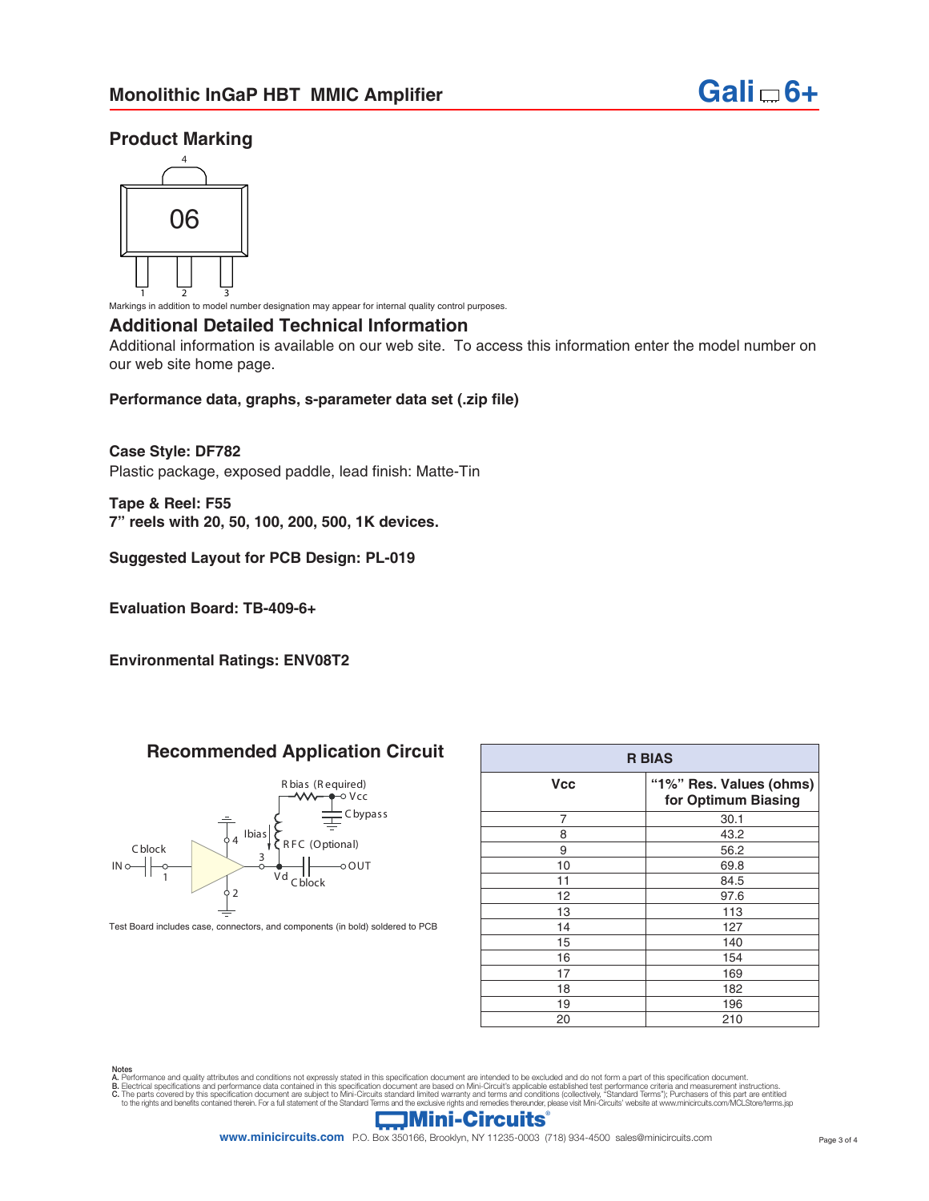## Product Marking

Markings in addition to model number designation may appear for internal quality control purposes.

## Additional Detailed Technical Information

Additional information is available on our web site. To access this information enter the model number on our web site home page.

**Performance data, graphs, s-parameter data set (.zip file)**

**Case Style: DF782**
Plastic package, exposed paddle, lead finish: Matte-Tin

**Tape & Reel: F55**
**7" reels with 20, 50, 100, 200, 500, 1K devices.**

**Suggested Layout for PCB Design: PL-019**

**Evaluation Board: TB-409-6+**

**Environmental Ratings: ENV08T2**

## Recommended Application Circuit

Test Board includes case, connectors, and components (in bold) soldered to PCB

| R BIAS | |
|---|---|
| **Vcc** | **"1%" Res. Values (ohms) for Optimum Biasing** |
| 7 | 30.1 |
| 8 | 43.2 |
| 9 | 56.2 |
| 10 | 69.8 |
| 11 | 84.5 |
| 12 | 97.6 |
| 13 | 113 |
| 14 | 127 |
| 15 | 140 |
| 16 | 154 |
| 17 | 169 |
| 18 | 182 |
| 19 | 196 |
| 20 | 210 |

Notes
**A.** Performance and quality attributes and conditions not expressly stated in this specification document are intended to be excluded and do not form a part of this specification document.
**B.** Electrical specifications and performance data contained in this specification document are based on Mini-Circuit's applicable established test performance criteria and measurement instructions.
**C.** The parts covered by this specification document are subject to Mini-Circuits standard limited warranty and terms and conditions (collectively, "Standard Terms"); Purchasers of this part are entitled to the rights and benefits contained therein. For a full statement of the Standard Terms and the exclusive rights and remedies thereunder, please visit Mini-Circuits' website at www.minicircuits.com/MCLStore/terms.jsp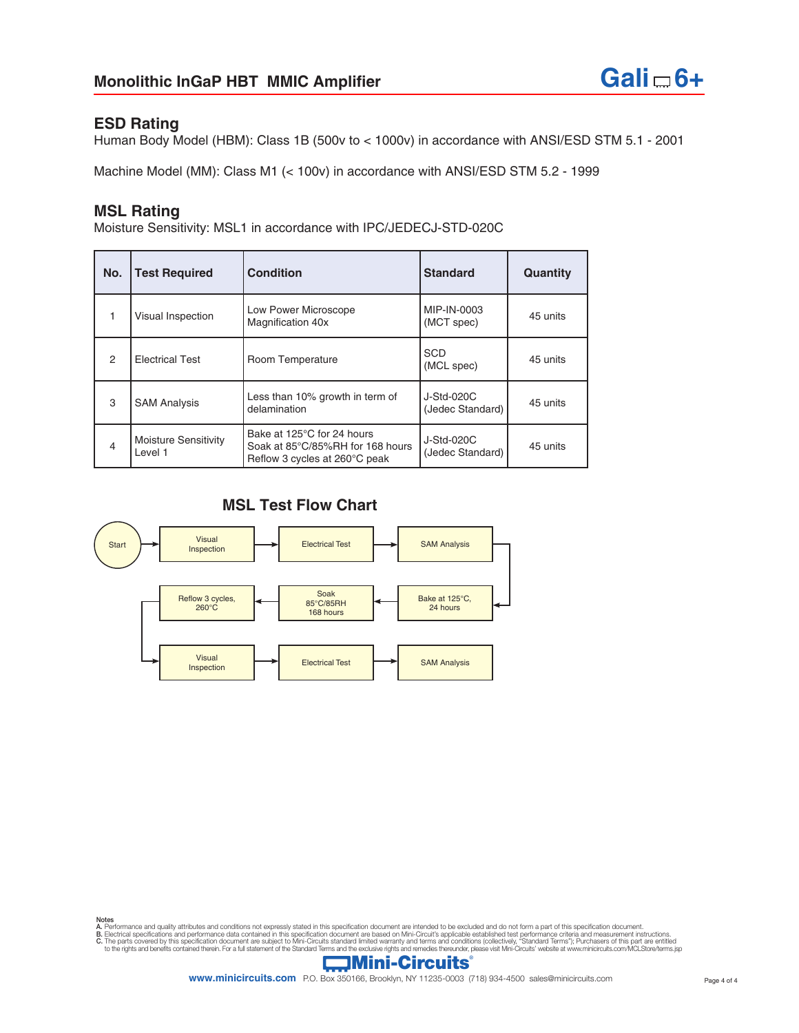## ESD Rating

Human Body Model (HBM): Class 1B (500v to < 1000v) in accordance with ANSI/ESD STM 5.1 - 2001

Machine Model (MM): Class M1 (< 100v) in accordance with ANSI/ESD STM 5.2 - 1999

## MSL Rating

Moisture Sensitivity: MSL1 in accordance with IPC/JEDECJ-STD-020C

| No. | Test Required | Condition | Standard | Quantity |
|---|---|---|---|---|
| 1 | Visual Inspection | Low Power Microscope Magnification 40x | MIP-IN-0003 (MCT spec) | 45 units |
| 2 | Electrical Test | Room Temperature | SCD (MCL spec) | 45 units |
| 3 | SAM Analysis | Less than 10% growth in term of delamination | J-Std-020C (Jedec Standard) | 45 units |
| 4 | Moisture Sensitivity Level 1 | Bake at 125°C for 24 hours<br>Soak at 85°C/85%RH for 168 hours<br>Reflow 3 cycles at 260°C peak | J-Std-020C (Jedec Standard) | 45 units |

## MSL Test Flow Chart

Start

Visual Inspection

Electrical Test

SAM Analysis

Bake at 125°C, 24 hours

Soak 85°C/85RH 168 hours

Reflow 3 cycles, 260°C

Visual Inspection

Electrical Test

SAM Analysis

Notes
A. Performance and quality attributes and conditions not expressly stated in this specification document are intended to be excluded and do not form a part of this specification document.
B. Electrical specifications and performance data contained in this specification document are based on Mini-Circuit's applicable established test performance criteria and measurement instructions.
C. The parts covered by this specification document are subject to Mini-Circuits standard limited warranty and terms and conditions (collectively, "Standard Terms"); Purchasers of this part are entitled to the rights and benefits contained therein. For a full statement of the Standard Terms and the exclusive rights and remedies thereunder, please visit Mini-Circuits' website at www.minicircuits.com/MCLStore/terms.jsp